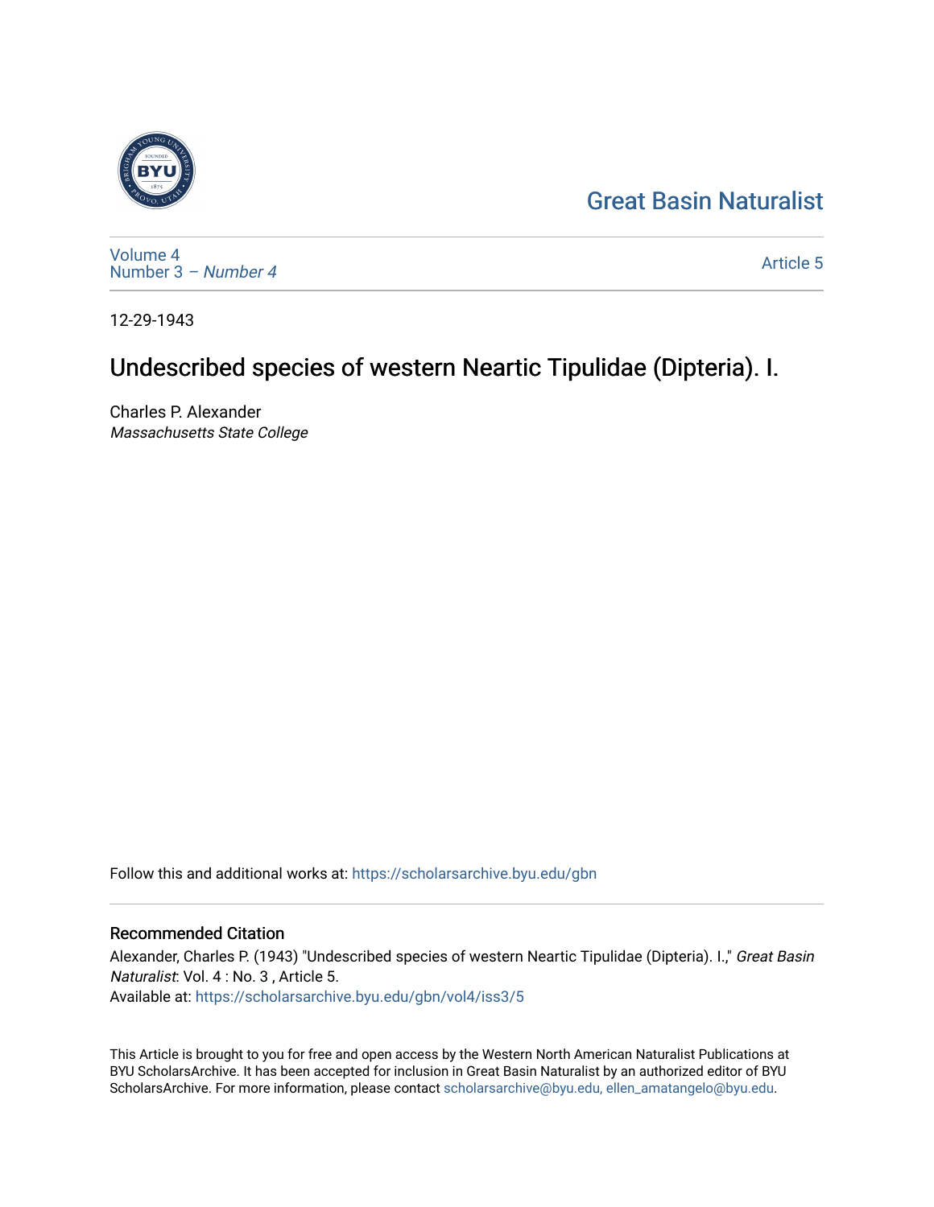Great Basin Naturalist

Volume 4
Number 3 – *Number 4*

Article 5

12-29-1943

# Undescribed species of western Neartic Tipulidae (Dipteria). I.

Charles P. Alexander
*Massachusetts State College*

Follow this and additional works at: https://scholarsarchive.byu.edu/gbn

## Recommended Citation

Alexander, Charles P. (1943) "Undescribed species of western Neartic Tipulidae (Dipteria). I.," *Great Basin Naturalist*: Vol. 4 : No. 3 , Article 5.
Available at: https://scholarsarchive.byu.edu/gbn/vol4/iss3/5

This Article is brought to you for free and open access by the Western North American Naturalist Publications at BYU ScholarsArchive. It has been accepted for inclusion in Great Basin Naturalist by an authorized editor of BYU ScholarsArchive. For more information, please contact scholarsarchive@byu.edu, ellen_amatangelo@byu.edu.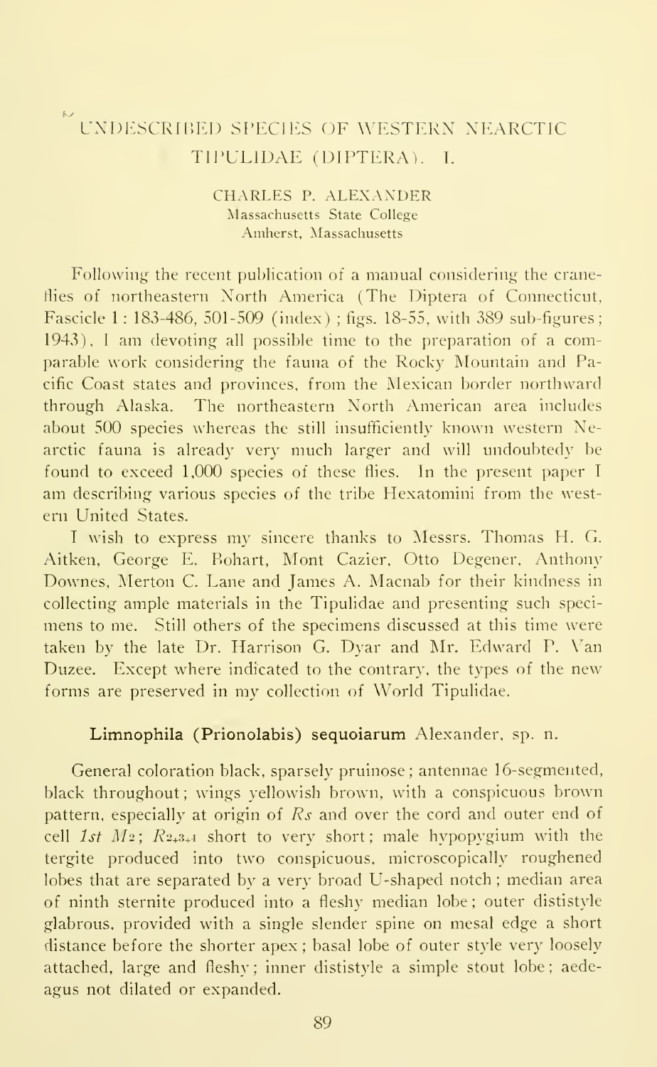# UNDESCRIBED SPECIES OF WESTERN NEARCTIC TIPULIDAE (DIPTERA). I.

CHARLES P. ALEXANDER
Massachusetts State College
Amherst, Massachusetts

Following the recent publication of a manual considering the crane-flies of northeastern North America (The Diptera of Connecticut, Fascicle 1: 183-486, 501-509 (index); figs. 18-55, with 389 sub-figures; 1943), I am devoting all possible time to the preparation of a comparable work considering the fauna of the Rocky Mountain and Pacific Coast states and provinces, from the Mexican border northward through Alaska. The northeastern North American area includes about 500 species whereas the still insufficiently known western Nearctic fauna is already very much larger and will undoubtedy be found to exceed 1,000 species of these flies. In the present paper I am describing various species of the tribe Hexatomini from the western United States.

I wish to express my sincere thanks to Messrs. Thomas H. G. Aitken, George E. Bohart, Mont Cazier, Otto Degener, Anthony Downes, Merton C. Lane and James A. Macnab for their kindness in collecting ample materials in the Tipulidae and presenting such specimens to me. Still others of the specimens discussed at this time were taken by the late Dr. Harrison G. Dyar and Mr. Edward P. Van Duzee. Except where indicated to the contrary, the types of the new forms are preserved in my collection of World Tipulidae.

### Limnophila (Prionolabis) sequoiarum Alexander, sp. n.

General coloration black, sparsely pruinose; antennae 16-segmented, black throughout; wings yellowish brown, with a conspicuous brown pattern, especially at origin of *Rs* and over the cord and outer end of cell *1st* $M_2$; $R_{2+3+4}$ short to very short; male hypopygium with the tergite produced into two conspicuous, microscopically roughened lobes that are separated by a very broad U-shaped notch; median area of ninth sternite produced into a fleshy median lobe; outer dististyle glabrous, provided with a single slender spine on mesal edge a short distance before the shorter apex; basal lobe of outer style very loosely attached, large and fleshy; inner dististyle a simple stout lobe; aedeagus not dilated or expanded.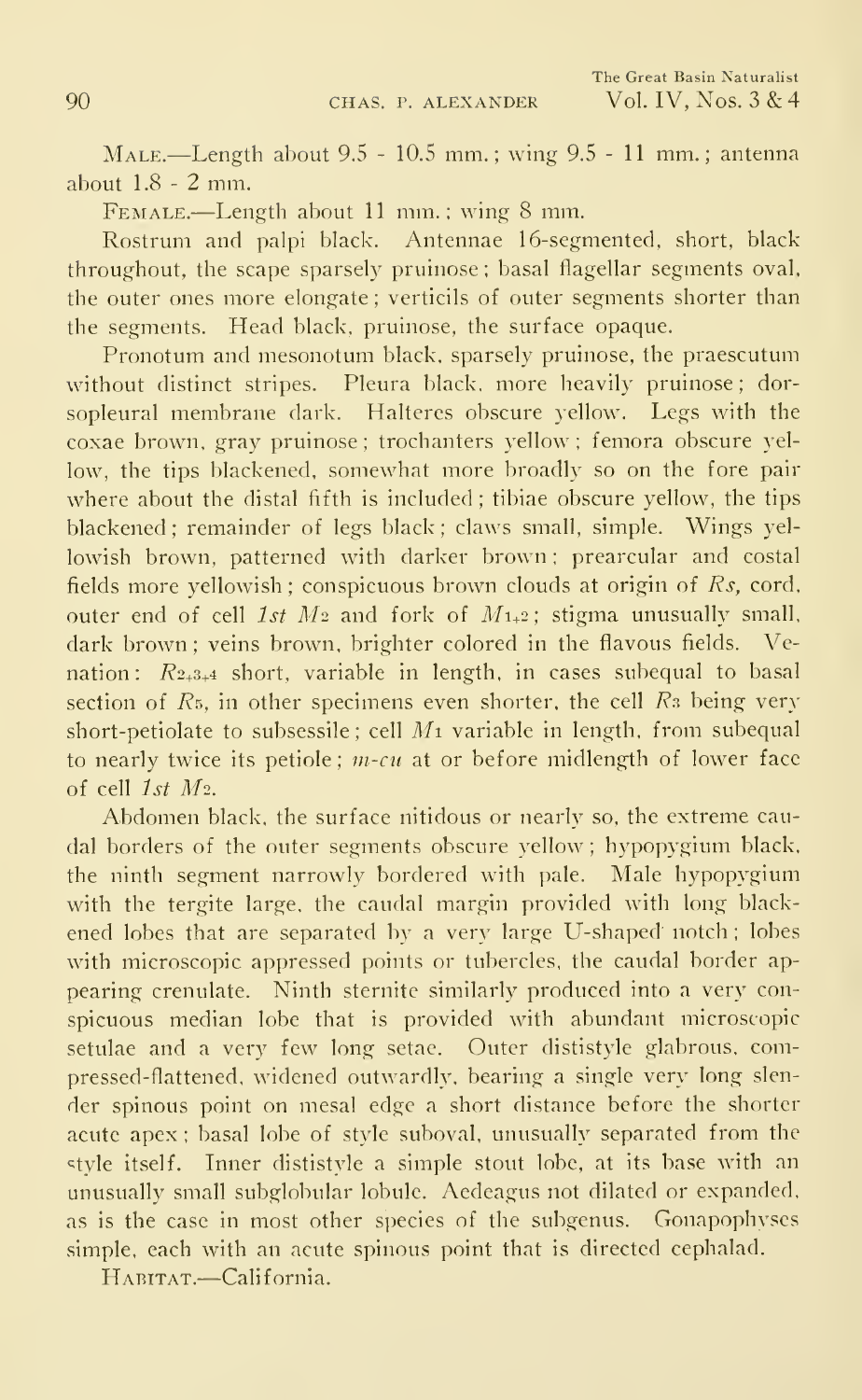MALE.—Length about 9.5 - 10.5 mm.; wing 9.5 - 11 mm.; antenna about 1.8 - 2 mm.

FEMALE.—Length about 11 mm.; wing 8 mm.

Rostrum and palpi black. Antennae 16-segmented, short, black throughout, the scape sparsely pruinose; basal flagellar segments oval, the outer ones more elongate; verticils of outer segments shorter than the segments. Head black, pruinose, the surface opaque.

Pronotum and mesonotum black, sparsely pruinose, the praescutum without distinct stripes. Pleura black, more heavily pruinose; dorsopleural membrane dark. Halteres obscure yellow. Legs with the coxae brown, gray pruinose; trochanters yellow; femora obscure yellow, the tips blackened, somewhat more broadly so on the fore pair where about the distal fifth is included; tibiae obscure yellow, the tips blackened; remainder of legs black; claws small, simple. Wings yellowish brown, patterned with darker brown; prearcular and costal fields more yellowish; conspicuous brown clouds at origin of *Rs*, cord, outer end of cell *1st* $M_2$ and fork of $M_{1+2}$; stigma unusually small, dark brown; veins brown, brighter colored in the flavous fields. Venation: $R_{2+3+4}$ short, variable in length, in cases subequal to basal section of $R_5$, in other specimens even shorter, the cell $R_3$ being very short-petiolate to subsessile; cell $M_1$ variable in length, from subequal to nearly twice its petiole; *m-cu* at or before midlength of lower face of cell *1st* $M_2$.

Abdomen black, the surface nitidous or nearly so, the extreme caudal borders of the outer segments obscure yellow; hypopygium black, the ninth segment narrowly bordered with pale. Male hypopygium with the tergite large, the caudal margin provided with long blackened lobes that are separated by a very large U-shaped notch; lobes with microscopic appressed points or tubercles, the caudal border appearing crenulate. Ninth sternite similarly produced into a very conspicuous median lobe that is provided with abundant microscopic setulae and a very few long setae. Outer dististyle glabrous, compressed-flattened, widened outwardly, bearing a single very long slender spinous point on mesal edge a short distance before the shorter acute apex; basal lobe of style suboval, unusually separated from the style itself. Inner dististyle a simple stout lobe, at its base with an unusually small subglobular lobule. Aedeagus not dilated or expanded, as is the case in most other species of the subgenus. Gonapophyses simple, each with an acute spinous point that is directed cephalad.

HABITAT.—California.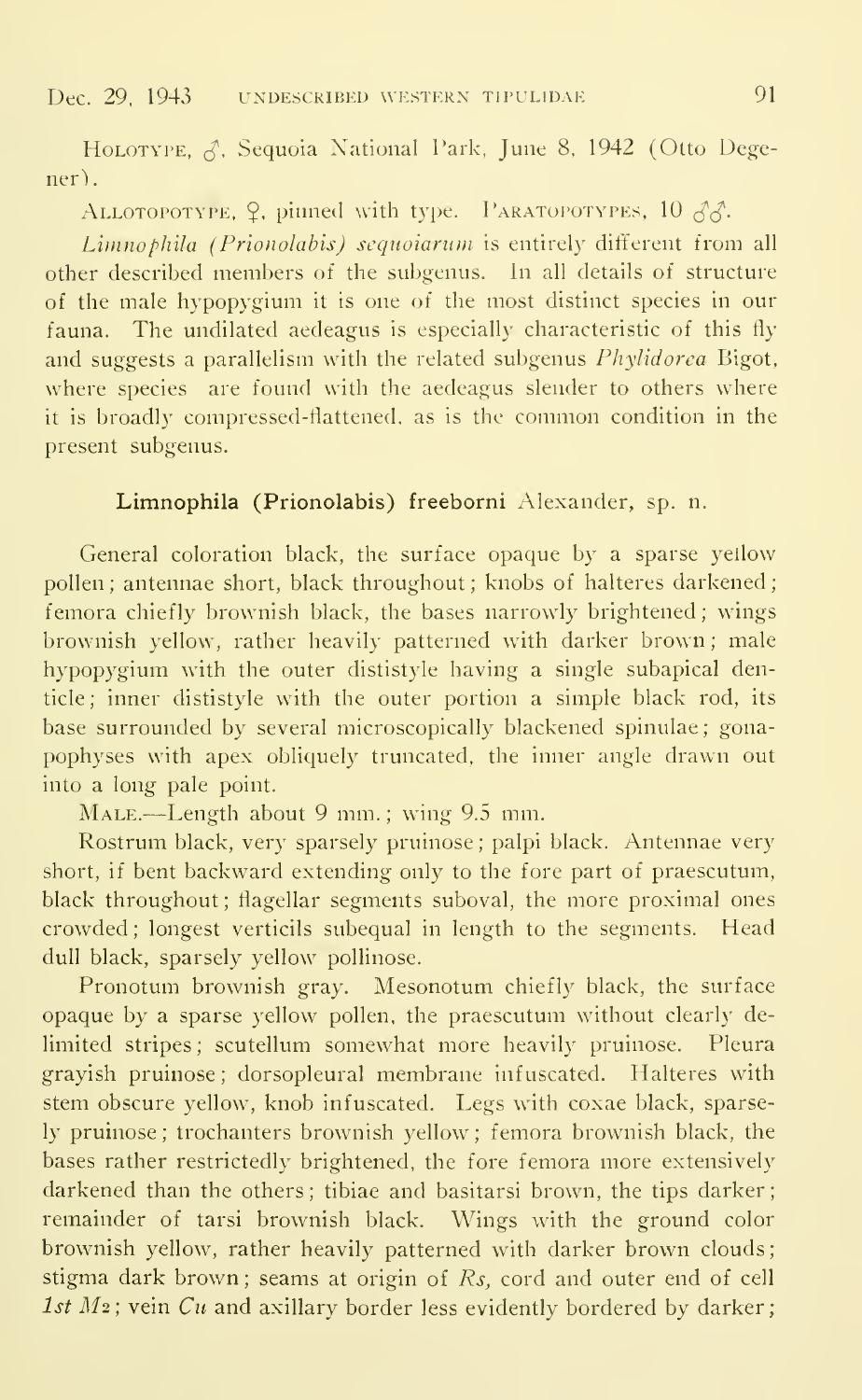HOLOTYPE, ♂, Sequoia National Park, June 8, 1942 (Otto Degener).

ALLOTOPOTYPE, ♀, pinned with type. PARATOPOTYPES, 10 ♂♂.

*Limnophila (Prionolabis) sequoiarum* is entirely different from all other described members of the subgenus. In all details of structure of the male hypopygium it is one of the most distinct species in our fauna. The undilated aedeagus is especially characteristic of this fly and suggests a parallelism with the related subgenus *Phylidorea* Bigot, where species are found with the aedeagus slender to others where it is broadly compressed-flattened, as is the common condition in the present subgenus.

### Limnophila (Prionolabis) freeborni Alexander, sp. n.

General coloration black, the surface opaque by a sparse yellow pollen; antennae short, black throughout; knobs of halteres darkened; femora chiefly brownish black, the bases narrowly brightened; wings brownish yellow, rather heavily patterned with darker brown; male hypopygium with the outer dististyle having a single subapical denticle; inner dististyle with the outer portion a simple black rod, its base surrounded by several microscopically blackened spinulae; gonapophyses with apex obliquely truncated, the inner angle drawn out into a long pale point.

MALE.—Length about 9 mm.; wing 9.5 mm.

Rostrum black, very sparsely pruinose; palpi black. Antennae very short, if bent backward extending only to the fore part of praescutum, black throughout; flagellar segments suboval, the more proximal ones crowded; longest verticils subequal in length to the segments. Head dull black, sparsely yellow pollinose.

Pronotum brownish gray. Mesonotum chiefly black, the surface opaque by a sparse yellow pollen, the praescutum without clearly delimited stripes; scutellum somewhat more heavily pruinose. Pleura grayish pruinose; dorsopleural membrane infuscated. Halteres with stem obscure yellow, knob infuscated. Legs with coxae black, sparsely pruinose; trochanters brownish yellow; femora brownish black, the bases rather restrictedly brightened, the fore femora more extensively darkened than the others; tibiae and basitarsi brown, the tips darker; remainder of tarsi brownish black. Wings with the ground color brownish yellow, rather heavily patterned with darker brown clouds; stigma dark brown; seams at origin of *Rs*, cord and outer end of cell *1st* $M_2$; vein *Cu* and axillary border less evidently bordered by darker;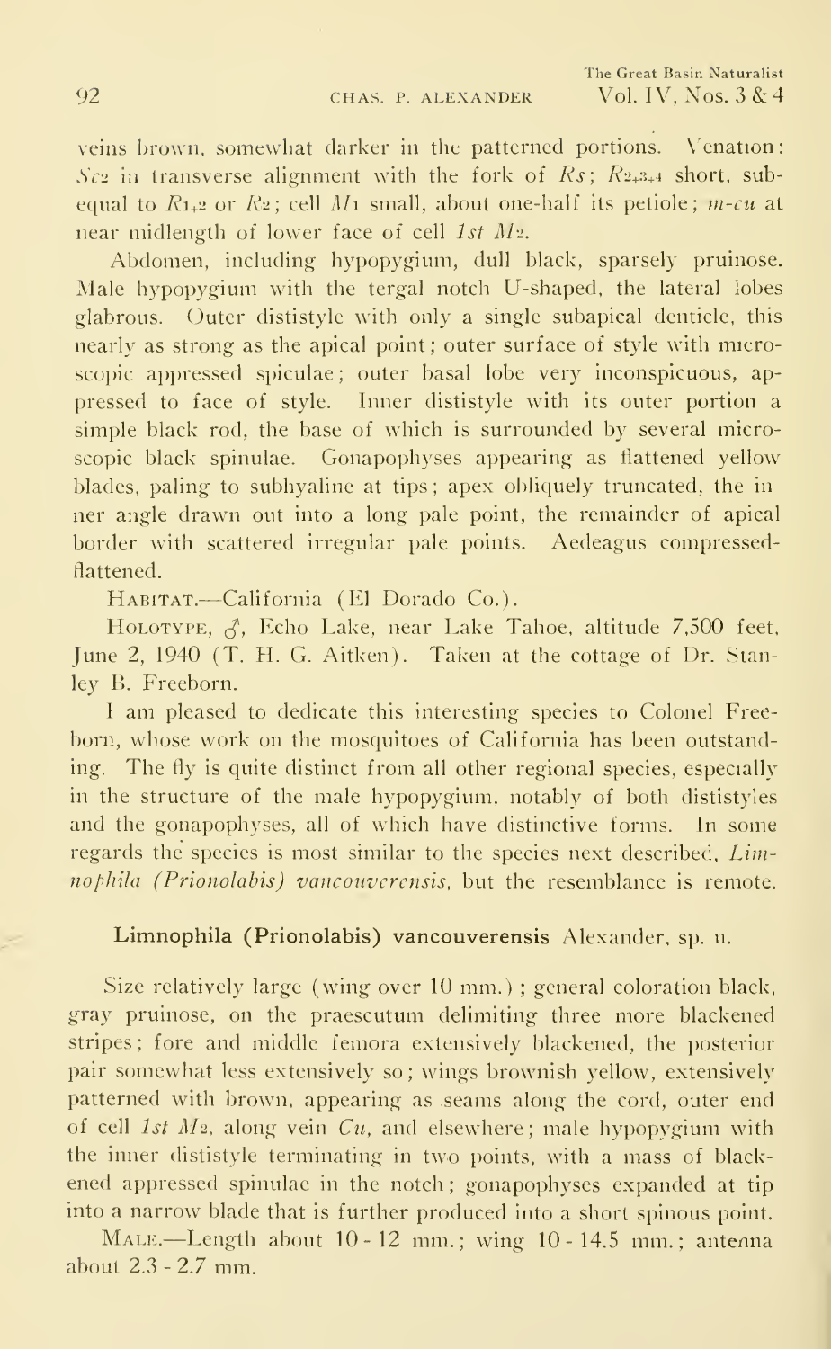veins brown, somewhat darker in the patterned portions. Venation: $Sc_2$ in transverse alignment with the fork of $Rs$; $R_{2+3+4}$ short, subequal to $R_{1+2}$ or $R_2$; cell $M_1$ small, about one-half its petiole; *m-cu* at near midlength of lower face of cell *1st* $M_2$.

Abdomen, including hypopygium, dull black, sparsely pruinose. Male hypopygium with the tergal notch U-shaped, the lateral lobes glabrous. Outer dististyle with only a single subapical denticle, this nearly as strong as the apical point; outer surface of style with microscopic appressed spiculae; outer basal lobe very inconspicuous, appressed to face of style. Inner dististyle with its outer portion a simple black rod, the base of which is surrounded by several microscopic black spinulae. Gonapophyses appearing as flattened yellow blades, paling to subhyaline at tips; apex obliquely truncated, the inner angle drawn out into a long pale point, the remainder of apical border with scattered irregular pale points. Aedeagus compressed-flattened.

Habitat.—California (El Dorado Co.).

Holotype, ♂, Echo Lake, near Lake Tahoe, altitude 7,500 feet, June 2, 1940 (T. H. G. Aitken). Taken at the cottage of Dr. Stanley B. Freeborn.

I am pleased to dedicate this interesting species to Colonel Freeborn, whose work on the mosquitoes of California has been outstanding. The fly is quite distinct from all other regional species, especially in the structure of the male hypopygium, notably of both dististyles and the gonapophyses, all of which have distinctive forms. In some regards the species is most similar to the species next described, *Limnophila (Prionolabis) vancouverensis*, but the resemblance is remote.

### Limnophila (Prionolabis) vancouverensis Alexander, sp. n.

Size relatively large (wing over 10 mm.); general coloration black, gray pruinose, on the praescutum delimiting three more blackened stripes; fore and middle femora extensively blackened, the posterior pair somewhat less extensively so; wings brownish yellow, extensively patterned with brown, appearing as seams along the cord, outer end of cell *1st* $M_2$, along vein *Cu*, and elsewhere; male hypopygium with the inner dististyle terminating in two points, with a mass of blackened appressed spinulae in the notch; gonapophyses expanded at tip into a narrow blade that is further produced into a short spinous point.

Male.—Length about 10 - 12 mm.; wing 10 - 14.5 mm.; antenna about 2.3 - 2.7 mm.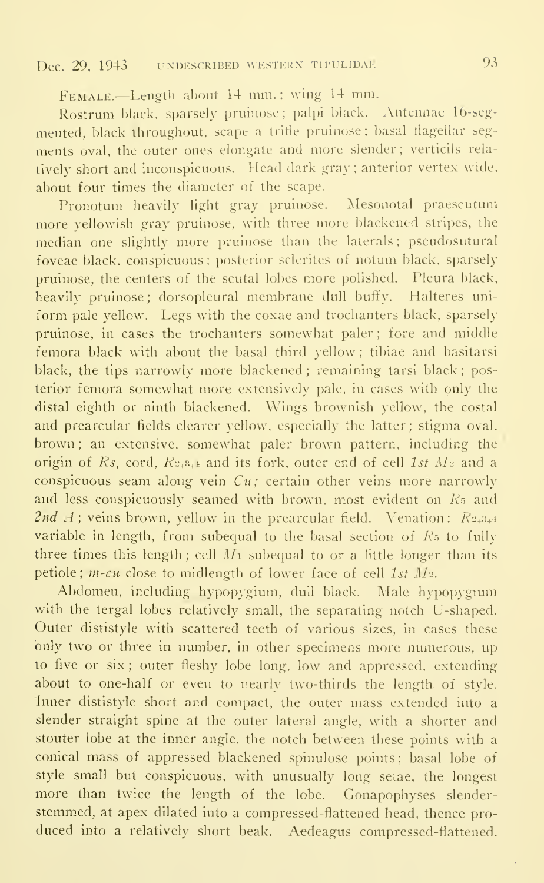FEMALE.—Length about 14 mm.; wing 14 mm.

Rostrum black, sparsely pruinose; palpi black. Antennae 16-segmented, black throughout, scape a trifle pruinose; basal flagellar segments oval, the outer ones elongate and more slender; verticils relatively short and inconspicuous. Head dark gray; anterior vertex wide, about four times the diameter of the scape.

Pronotum heavily light gray pruinose. Mesonotal praescutum more yellowish gray pruinose, with three more blackened stripes, the median one slightly more pruinose than the laterals; pseudosutural foveae black, conspicuous; posterior sclerites of notum black, sparsely pruinose, the centers of the scutal lobes more polished. Pleura black, heavily pruinose; dorsopleural membrane dull buffy. Halteres uniform pale yellow. Legs with the coxae and trochanters black, sparsely pruinose, in cases the trochanters somewhat paler; fore and middle femora black with about the basal third yellow; tibiae and basitarsi black, the tips narrowly more blackened; remaining tarsi black; posterior femora somewhat more extensively pale, in cases with only the distal eighth or ninth blackened. Wings brownish yellow, the costal and prearcular fields clearer yellow, especially the latter; stigma oval, brown; an extensive, somewhat paler brown pattern, including the origin of *Rs*, cord, $R_{2+3+4}$ and its fork, outer end of cell *1st* $M_2$ and a conspicuous seam along vein *Cu*; certain other veins more narrowly and less conspicuously seamed with brown, most evident on $R_5$ and *2nd A*; veins brown, yellow in the prearcular field. Venation: $R_{2+3+4}$ variable in length, from subequal to the basal section of $R_5$ to fully three times this length; cell $M_1$ subequal to or a little longer than its petiole; *m-cu* close to midlength of lower face of cell *1st* $M_2$.

Abdomen, including hypopygium, dull black. Male hypopygium with the tergal lobes relatively small, the separating notch U-shaped. Outer dististyle with scattered teeth of various sizes, in cases these only two or three in number, in other specimens more numerous, up to five or six; outer fleshy lobe long, low and appressed, extending about to one-half or even to nearly two-thirds the length of style. Inner dististyle short and compact, the outer mass extended into a slender straight spine at the outer lateral angle, with a shorter and stouter lobe at the inner angle, the notch between these points with a conical mass of appressed blackened spinulose points; basal lobe of style small but conspicuous, with unusually long setae, the longest more than twice the length of the lobe. Gonapophyses slender-stemmed, at apex dilated into a compressed-flattened head, thence produced into a relatively short beak. Aedeagus compressed-flattened.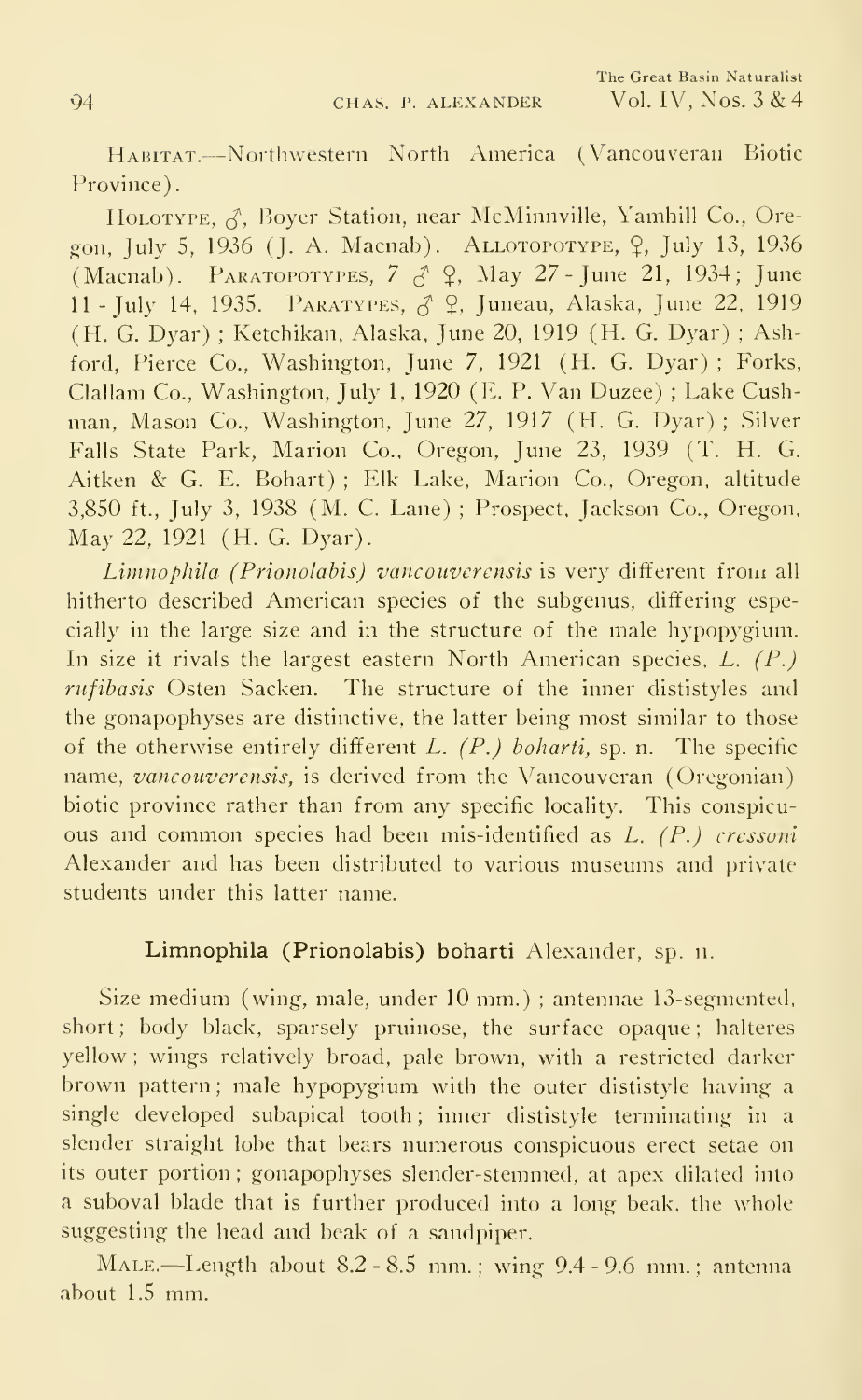HABITAT.—Northwestern North America (Vancouveran Biotic Province).

HOLOTYPE, ♂, Boyer Station, near McMinnville, Yamhill Co., Oregon, July 5, 1936 (J. A. Macnab). ALLOTOPOTYPE, ♀, July 13, 1936 (Macnab). PARATOPOTYPES, 7 ♂ ♀, May 27 - June 21, 1934; June 11 - July 14, 1935. PARATYPES, ♂ ♀, Juneau, Alaska, June 22, 1919 (H. G. Dyar); Ketchikan, Alaska, June 20, 1919 (H. G. Dyar); Ashford, Pierce Co., Washington, June 7, 1921 (H. G. Dyar); Forks, Clallam Co., Washington, July 1, 1920 (E. P. Van Duzee); Lake Cushman, Mason Co., Washington, June 27, 1917 (H. G. Dyar); Silver Falls State Park, Marion Co., Oregon, June 23, 1939 (T. H. G. Aitken & G. E. Bohart); Elk Lake, Marion Co., Oregon, altitude 3,850 ft., July 3, 1938 (M. C. Lane); Prospect, Jackson Co., Oregon, May 22, 1921 (H. G. Dyar).

*Limnophila (Prionolabis) vancouverensis* is very different from all hitherto described American species of the subgenus, differing especially in the large size and in the structure of the male hypopygium. In size it rivals the largest eastern North American species, *L. (P.) rufibasis* Osten Sacken. The structure of the inner dististyles and the gonapophyses are distinctive, the latter being most similar to those of the otherwise entirely different *L. (P.) boharti*, sp. n. The specific name, *vancouverensis*, is derived from the Vancouveran (Oregonian) biotic province rather than from any specific locality. This conspicuous and common species had been mis-identified as *L. (P.) cressoni* Alexander and has been distributed to various museums and private students under this latter name.

## Limnophila (Prionolabis) boharti Alexander, sp. n.

Size medium (wing, male, under 10 mm.); antennae 13-segmented, short; body black, sparsely pruinose, the surface opaque; halteres yellow; wings relatively broad, pale brown, with a restricted darker brown pattern; male hypopygium with the outer dististyle having a single developed subapical tooth; inner dististyle terminating in a slender straight lobe that bears numerous conspicuous erect setae on its outer portion; gonapophyses slender-stemmed, at apex dilated into a suboval blade that is further produced into a long beak, the whole suggesting the head and beak of a sandpiper.

MALE.—Length about 8.2 - 8.5 mm.; wing 9.4 - 9.6 mm.; antenna about 1.5 mm.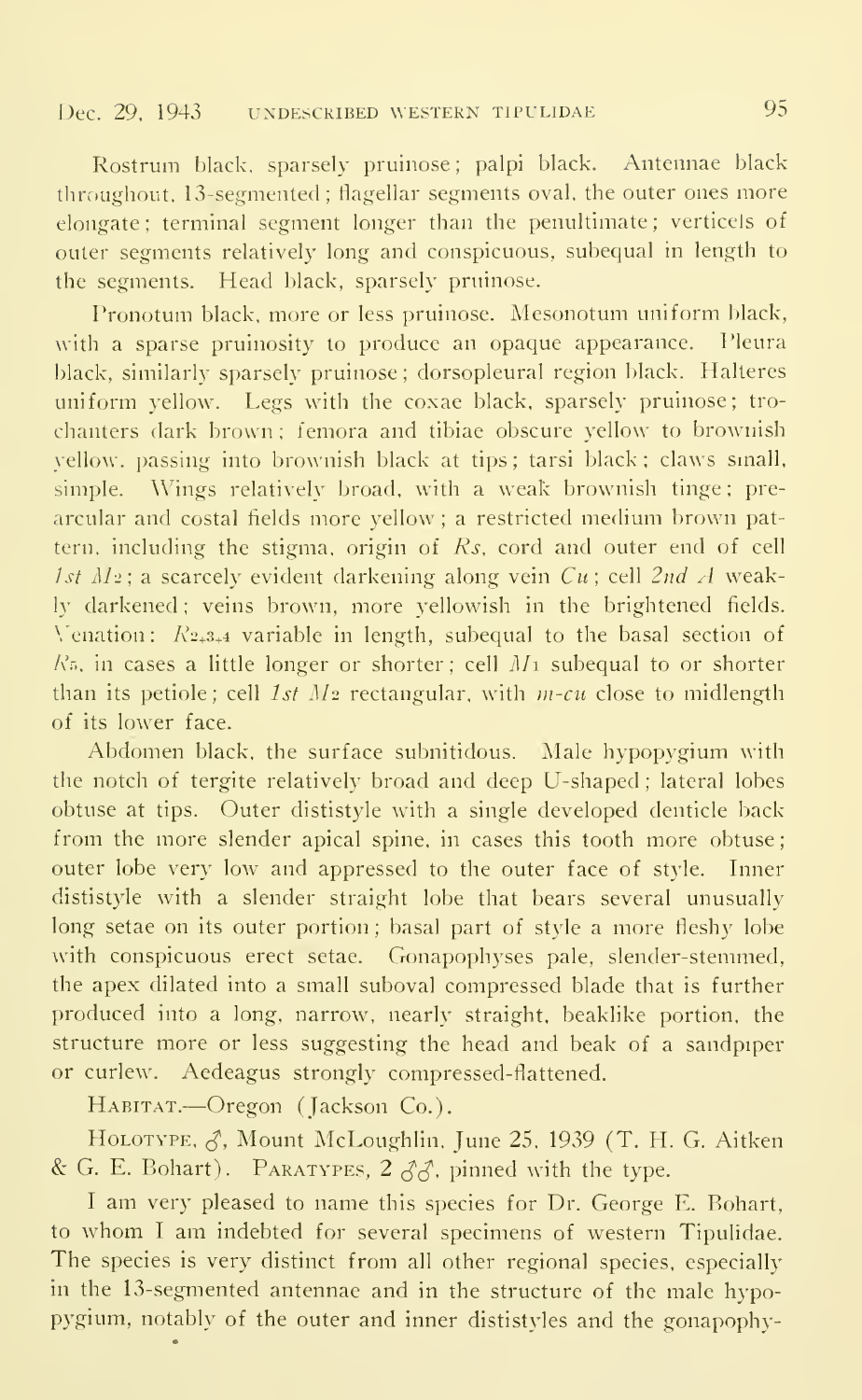Rostrum black, sparsely pruinose; palpi black. Antennae black throughout, 13-segmented; flagellar segments oval, the outer ones more elongate; terminal segment longer than the penultimate; verticels of outer segments relatively long and conspicuous, subequal in length to the segments. Head black, sparsely pruinose.

Pronotum black, more or less pruinose. Mesonotum uniform black, with a sparse pruinosity to produce an opaque appearance. Pleura black, similarly sparsely pruinose; dorsopleural region black. Halteres uniform yellow. Legs with the coxae black, sparsely pruinose; trochanters dark brown; femora and tibiae obscure yellow to brownish yellow, passing into brownish black at tips; tarsi black; claws small, simple. Wings relatively broad, with a weak brownish tinge; prearcular and costal fields more yellow; a restricted medium brown pattern, including the stigma, origin of *Rs*, cord and outer end of cell *1st* $M_2$; a scarcely evident darkening along vein *Cu*; cell *2nd A* weakly darkened; veins brown, more yellowish in the brightened fields. Venation: $R_{2+3+4}$ variable in length, subequal to the basal section of $R_5$, in cases a little longer or shorter; cell $M_1$ subequal to or shorter than its petiole; cell *1st* $M_2$ rectangular, with *m-cu* close to midlength of its lower face.

Abdomen black, the surface subnitidous. Male hypopygium with the notch of tergite relatively broad and deep U-shaped; lateral lobes obtuse at tips. Outer dististyle with a single developed denticle back from the more slender apical spine, in cases this tooth more obtuse; outer lobe very low and appressed to the outer face of style. Inner dististyle with a slender straight lobe that bears several unusually long setae on its outer portion; basal part of style a more fleshy lobe with conspicuous erect setae. Gonapophyses pale, slender-stemmed, the apex dilated into a small suboval compressed blade that is further produced into a long, narrow, nearly straight, beaklike portion, the structure more or less suggesting the head and beak of a sandpiper or curlew. Aedeagus strongly compressed-flattened.

HABITAT.—Oregon (Jackson Co.).

HOLOTYPE, ♂, Mount McLoughlin, June 25, 1939 (T. H. G. Aitken & G. E. Bohart). PARATYPES, 2 ♂♂, pinned with the type.

I am very pleased to name this species for Dr. George E. Bohart, to whom I am indebted for several specimens of western Tipulidae. The species is very distinct from all other regional species, especially in the 13-segmented antennae and in the structure of the male hypopygium, notably of the outer and inner dististyles and the gonapophy-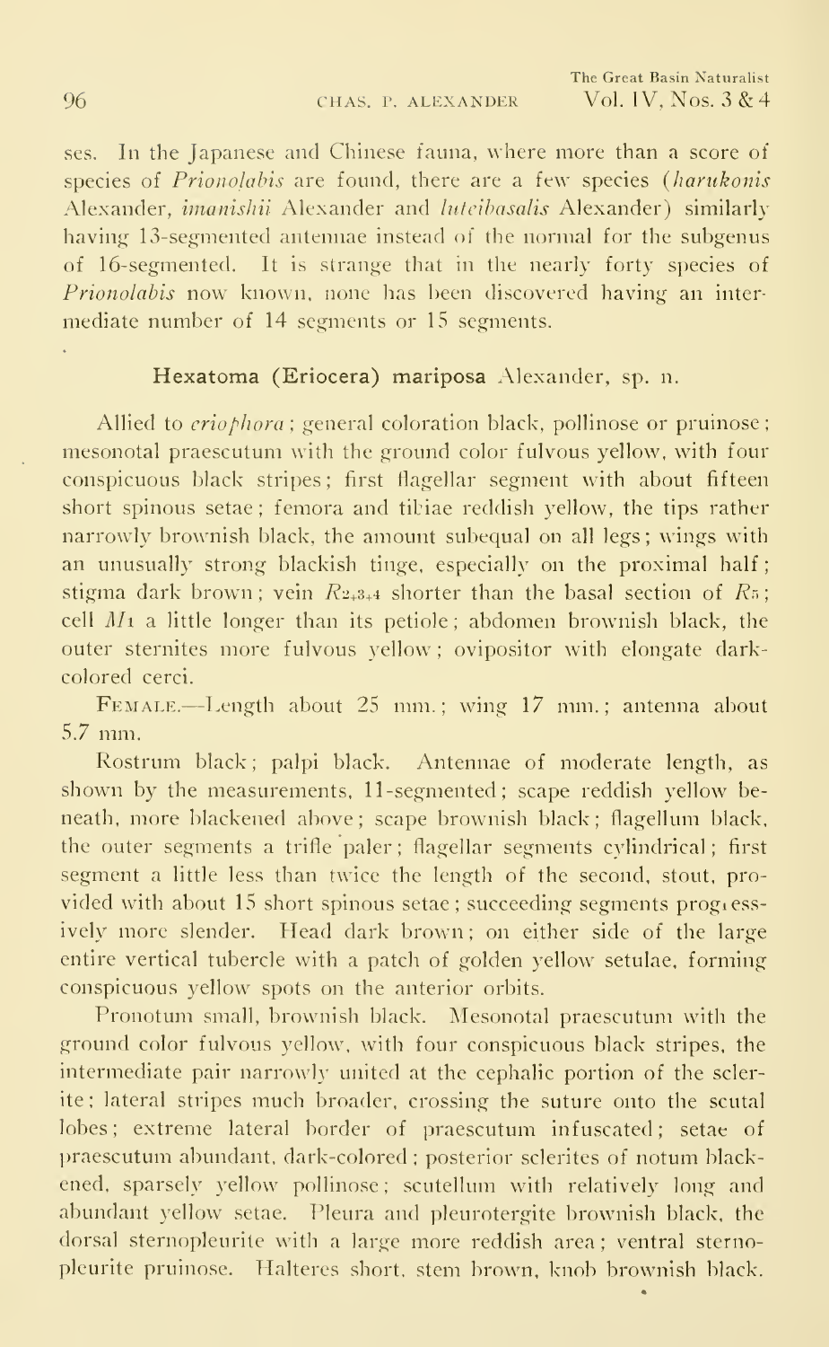ses. In the Japanese and Chinese fauna, where more than a score of species of *Prionolabis* are found, there are a few species (*harukonis* Alexander, *imanishii* Alexander and *luteibasalis* Alexander) similarly having 13-segmented antennae instead of the normal for the subgenus of 16-segmented. It is strange that in the nearly forty species of *Prionolabis* now known, none has been discovered having an intermediate number of 14 segments or 15 segments.

### Hexatoma (Eriocera) mariposa Alexander, sp. n.

Allied to *criophora*; general coloration black, pollinose or pruinose; mesonotal praescutum with the ground color fulvous yellow, with four conspicuous black stripes; first flagellar segment with about fifteen short spinous setae; femora and tibiae reddish yellow, the tips rather narrowly brownish black, the amount subequal on all legs; wings with an unusually strong blackish tinge, especially on the proximal half; stigma dark brown; vein $R_{2+3+4}$ shorter than the basal section of $R_5$; cell $M_1$ a little longer than its petiole; abdomen brownish black, the outer sternites more fulvous yellow; ovipositor with elongate dark-colored cerci.

FEMALE.—Length about 25 mm.; wing 17 mm.; antenna about 5.7 mm.

Rostrum black; palpi black. Antennae of moderate length, as shown by the measurements, 11-segmented; scape reddish yellow beneath, more blackened above; scape brownish black; flagellum black, the outer segments a trifle paler; flagellar segments cylindrical; first segment a little less than twice the length of the second, stout, provided with about 15 short spinous setae; succeeding segments progressively more slender. Head dark brown; on either side of the large entire vertical tubercle with a patch of golden yellow setulae, forming conspicuous yellow spots on the anterior orbits.

Pronotum small, brownish black. Mesonotal praescutum with the ground color fulvous yellow, with four conspicuous black stripes, the intermediate pair narrowly united at the cephalic portion of the sclerite; lateral stripes much broader, crossing the suture onto the scutal lobes; extreme lateral border of praescutum infuscated; setae of praescutum abundant, dark-colored; posterior sclerites of notum blackened, sparsely yellow pollinose; scutellum with relatively long and abundant yellow setae. Pleura and pleurotergite brownish black, the dorsal sternopleurite with a large more reddish area; ventral sternopleurite pruinose. Halteres short, stem brown, knob brownish black.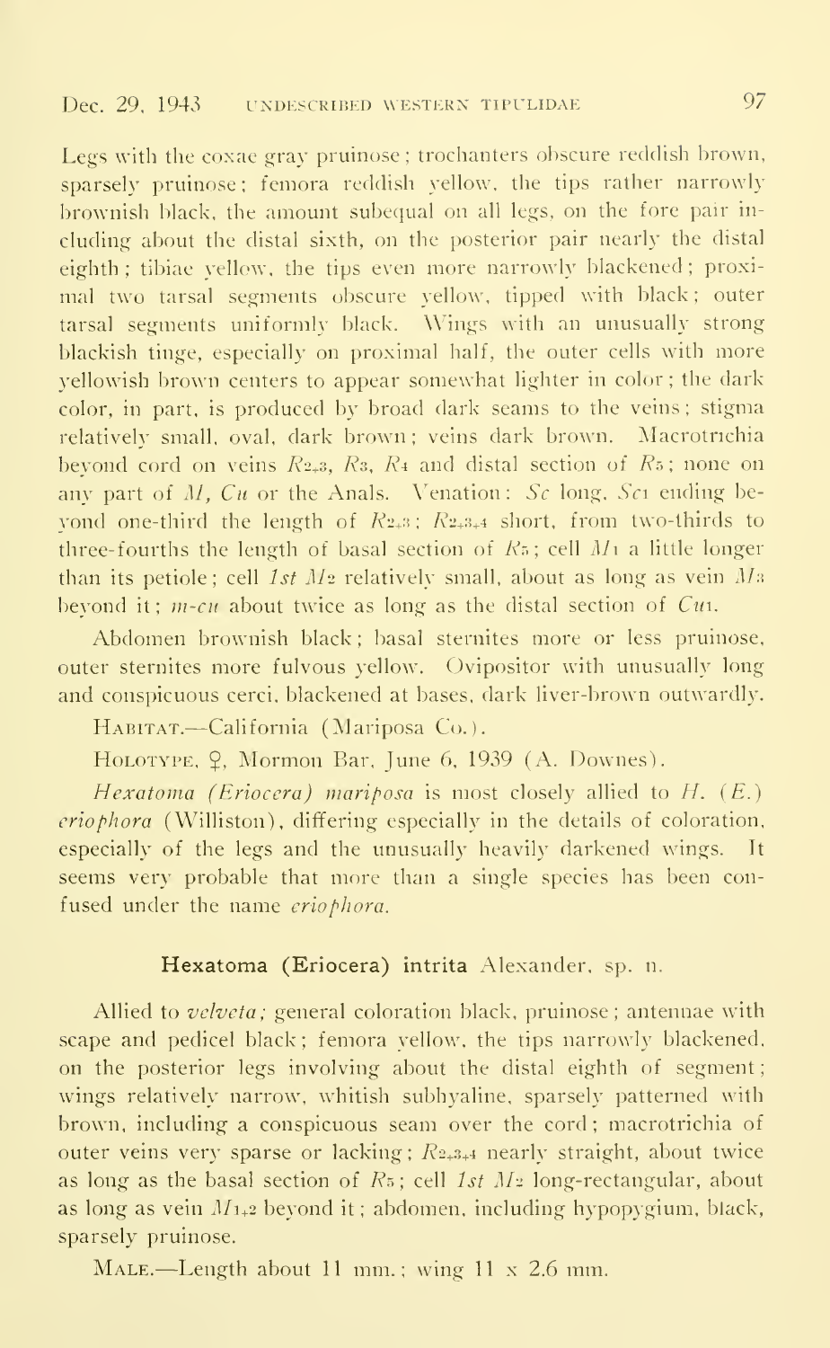Legs with the coxae gray pruinose; trochanters obscure reddish brown, sparsely pruinose; femora reddish yellow, the tips rather narrowly brownish black, the amount subequal on all legs, on the fore pair including about the distal sixth, on the posterior pair nearly the distal eighth; tibiae yellow, the tips even more narrowly blackened; proximal two tarsal segments obscure yellow, tipped with black; outer tarsal segments uniformly black. Wings with an unusually strong blackish tinge, especially on proximal half, the outer cells with more yellowish brown centers to appear somewhat lighter in color; the dark color, in part, is produced by broad dark seams to the veins; stigma relatively small, oval, dark brown; veins dark brown. Macrotrichia beyond cord on veins $R_{2+3}$, $R_3$, $R_4$ and distal section of $R_5$; none on any part of $M$, $Cu$ or the Anals. Venation: $Sc$ long, $Sc_1$ ending beyond one-third the length of $R_{2+3}$; $R_{2+3+4}$ short, from two-thirds to three-fourths the length of basal section of $R_5$; cell $M_1$ a little longer than its petiole; cell *1st* $M_2$ relatively small, about as long as vein $M_3$ beyond it; *m-cu* about twice as long as the distal section of $Cu_1$.

Abdomen brownish black; basal sternites more or less pruinose, outer sternites more fulvous yellow. Ovipositor with unusually long and conspicuous cerci, blackened at bases, dark liver-brown outwardly.

HABITAT.—California (Mariposa Co.).

HOLOTYPE, ♀, Mormon Bar, June 6, 1939 (A. Downes).

*Hexatoma (Eriocera) mariposa* is most closely allied to *H.* (*E.*) *eriophora* (Williston), differing especially in the details of coloration, especially of the legs and the unusually heavily darkened wings. It seems very probable that more than a single species has been confused under the name *eriophora*.

## Hexatoma (Eriocera) intrita Alexander, sp. n.

Allied to *velveta;* general coloration black, pruinose; antennae with scape and pedicel black; femora yellow, the tips narrowly blackened, on the posterior legs involving about the distal eighth of segment; wings relatively narrow, whitish subhyaline, sparsely patterned with brown, including a conspicuous seam over the cord; macrotrichia of outer veins very sparse or lacking; $R_{2+3+4}$ nearly straight, about twice as long as the basal section of $R_5$; cell *1st* $M_2$ long-rectangular, about as long as vein $M_{1+2}$ beyond it; abdomen, including hypopygium, black, sparsely pruinose.

MALE.—Length about 11 mm.; wing 11 x 2.6 mm.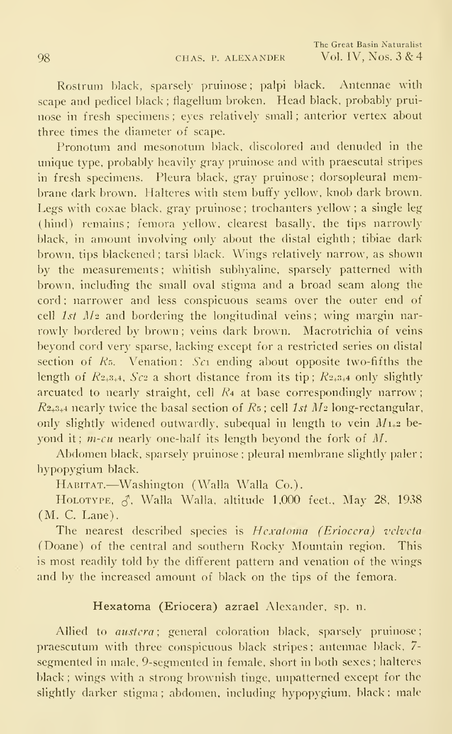Rostrum black, sparsely pruinose; palpi black. Antennae with scape and pedicel black; flagellum broken. Head black, probably pruinose in fresh specimens; eyes relatively small; anterior vertex about three times the diameter of scape.

Pronotum and mesonotum black, discolored and denuded in the unique type, probably heavily gray pruinose and with praescutal stripes in fresh specimens. Pleura black, gray pruinose; dorsopleural membrane dark brown. Halteres with stem buffy yellow, knob dark brown. Legs with coxae black, gray pruinose; trochanters yellow; a single leg (hind) remains; femora yellow, clearest basally, the tips narrowly black, in amount involving only about the distal eighth; tibiae dark brown, tips blackened; tarsi black. Wings relatively narrow, as shown by the measurements; whitish subhyaline, sparsely patterned with brown, including the small oval stigma and a broad seam along the cord; narrower and less conspicuous seams over the outer end of cell *1st* $M_2$ and bordering the longitudinal veins; wing margin narrowly bordered by brown; veins dark brown. Macrotrichia of veins beyond cord very sparse, lacking except for a restricted series on distal section of $R_5$. Venation: $Sc_1$ ending about opposite two-fifths the length of $R_{2+3+4}$, $Sc_2$ a short distance from its tip; $R_{2+3+4}$ only slightly arcuated to nearly straight, cell $R_4$ at base correspondingly narrow; $R_{2+3+4}$ nearly twice the basal section of $R_5$; cell *1st* $M_2$ long-rectangular, only slightly widened outwardly, subequal in length to vein $M_{1+2}$ beyond it; *m-cu* nearly one-half its length beyond the fork of *M*.

Abdomen black, sparsely pruinose; pleural membrane slightly paler; hypopygium black.

Habitat.—Washington (Walla Walla Co.).

Holotype, ♂, Walla Walla, altitude 1,000 feet., May 28, 1938 (M. C. Lane).

The nearest described species is *Hexatoma (Eriocera) velveta* (Doane) of the central and southern Rocky Mountain region. This is most readily told by the different pattern and venation of the wings and by the increased amount of black on the tips of the femora.

### Hexatoma (Eriocera) azrael Alexander, sp. n.

Allied to *austera*; general coloration black, sparsely pruinose; praescutum with three conspicuous black stripes; antennae black, 7-segmented in male, 9-segmented in female, short in both sexes; halteres black; wings with a strong brownish tinge, unpatterned except for the slightly darker stigma; abdomen, including hypopygium, black; male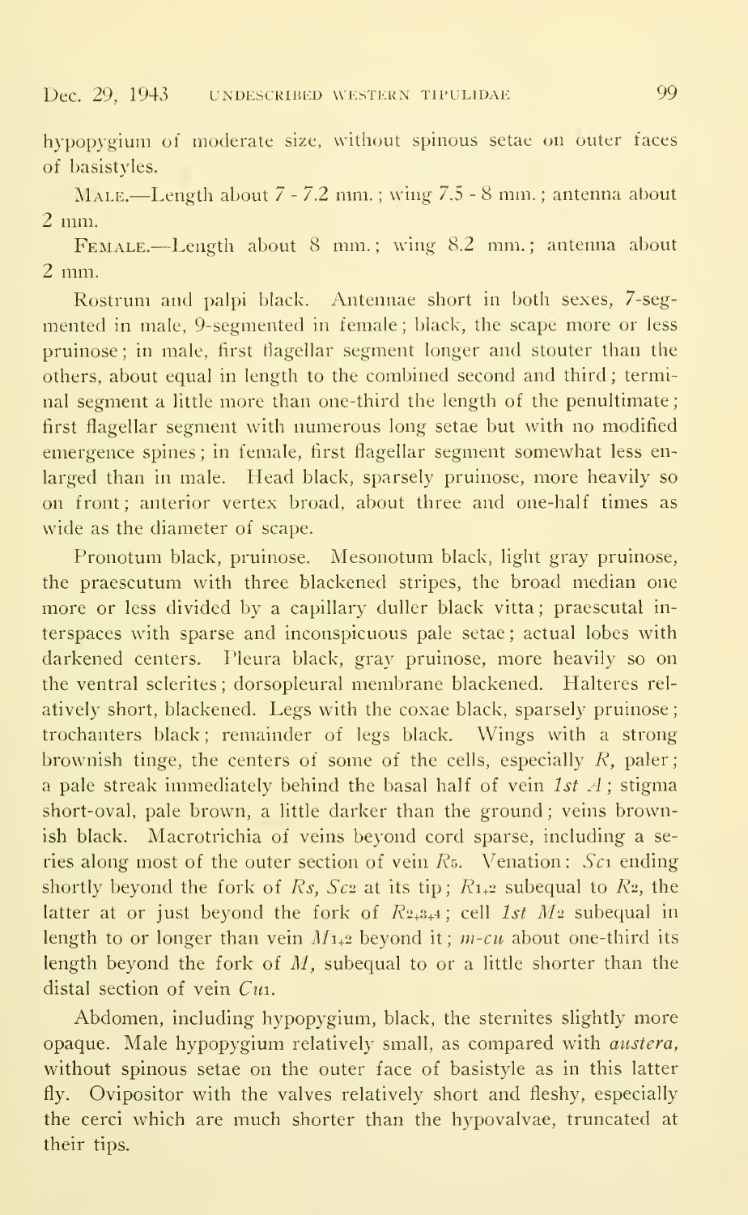hypopygium of moderate size, without spinous setae on outer faces of basistyles.

MALE.—Length about 7 - 7.2 mm.; wing 7.5 - 8 mm.; antenna about 2 mm.

FEMALE.—Length about 8 mm.; wing 8.2 mm.; antenna about 2 mm.

Rostrum and palpi black. Antennae short in both sexes, 7-segmented in male, 9-segmented in female; black, the scape more or less pruinose; in male, first flagellar segment longer and stouter than the others, about equal in length to the combined second and third; terminal segment a little more than one-third the length of the penultimate; first flagellar segment with numerous long setae but with no modified emergence spines; in female, first flagellar segment somewhat less enlarged than in male. Head black, sparsely pruinose, more heavily so on front; anterior vertex broad, about three and one-half times as wide as the diameter of scape.

Pronotum black, pruinose. Mesonotum black, light gray pruinose, the praescutum with three blackened stripes, the broad median one more or less divided by a capillary duller black vitta; praescutal interspaces with sparse and inconspicuous pale setae; actual lobes with darkened centers. Pleura black, gray pruinose, more heavily so on the ventral sclerites; dorsopleural membrane blackened. Halteres relatively short, blackened. Legs with the coxae black, sparsely pruinose; trochanters black; remainder of legs black. Wings with a strong brownish tinge, the centers of some of the cells, especially *R*, paler; a pale streak immediately behind the basal half of vein *1st A*; stigma short-oval, pale brown, a little darker than the ground; veins brownish black. Macrotrichia of veins beyond cord sparse, including a series along most of the outer section of vein $R_5$. Venation: $Sc_1$ ending shortly beyond the fork of *Rs*, $Sc_2$ at its tip; $R_{1+2}$ subequal to $R_2$, the latter at or just beyond the fork of $R_{2+3+4}$; cell *1st* $M_2$ subequal in length to or longer than vein $M_{1+2}$ beyond it; *m-cu* about one-third its length beyond the fork of *M*, subequal to or a little shorter than the distal section of vein $Cu_1$.

Abdomen, including hypopygium, black, the sternites slightly more opaque. Male hypopygium relatively small, as compared with *austera*, without spinous setae on the outer face of basistyle as in this latter fly. Ovipositor with the valves relatively short and fleshy, especially the cerci which are much shorter than the hypovalvae, truncated at their tips.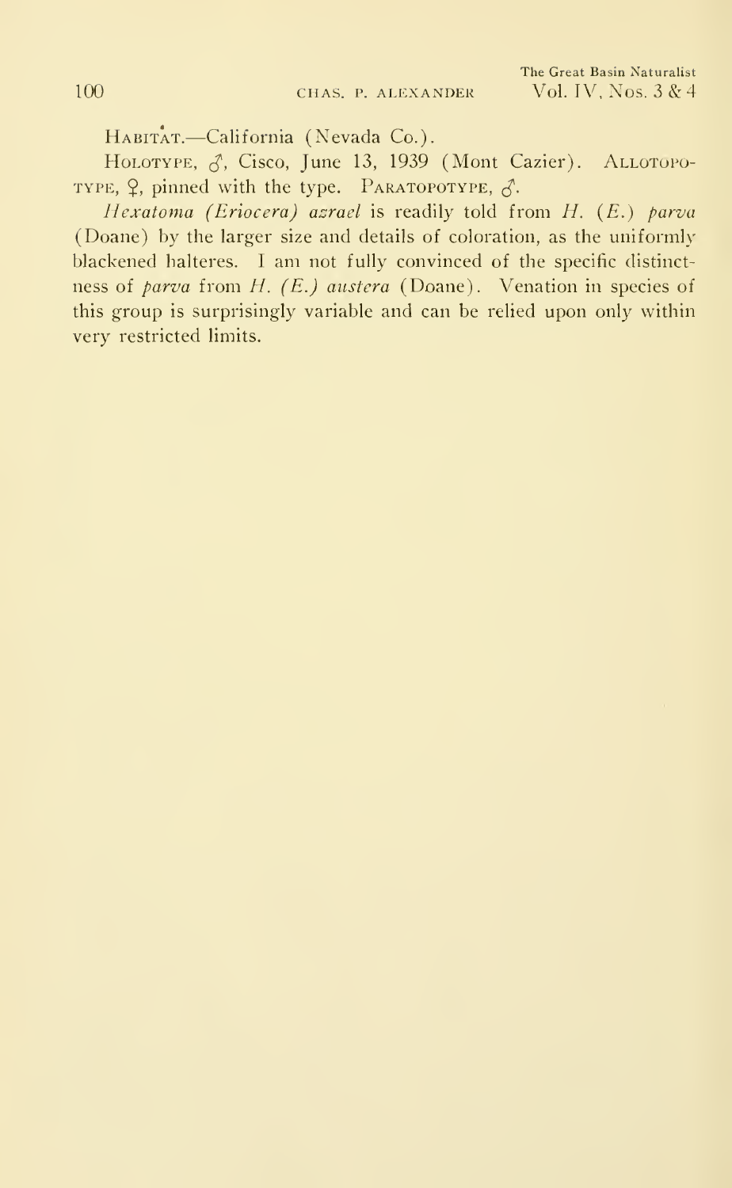Habitat.—California (Nevada Co.).

Holotype, ♂, Cisco, June 13, 1939 (Mont Cazier). Allotopotype, ♀, pinned with the type. Paratopotype, ♂.

*Hexatoma (Eriocera) azrael* is readily told from *H.* (*E.*) *parva* (Doane) by the larger size and details of coloration, as the uniformly blackened halteres. I am not fully convinced of the specific distinctness of *parva* from *H. (E.) austera* (Doane). Venation in species of this group is surprisingly variable and can be relied upon only within very restricted limits.